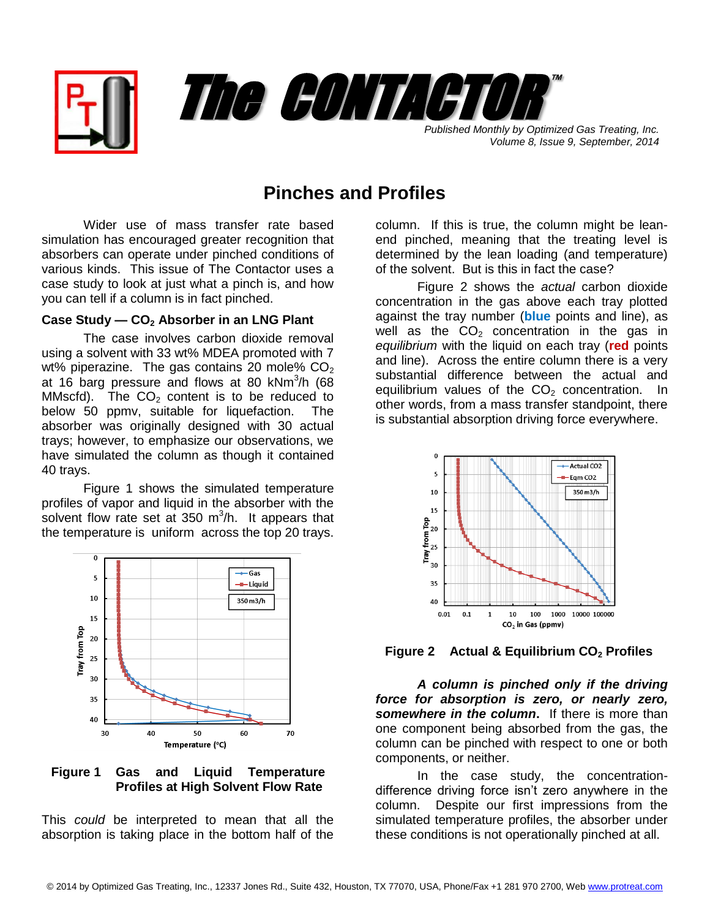# The CONTACTOR™

*Published Monthly by Optimized Gas Treating, Inc.*
*Volume 8, Issue 9, September, 2014*

## Pinches and Profiles

Wider use of mass transfer rate based simulation has encouraged greater recognition that absorbers can operate under pinched conditions of various kinds. This issue of The Contactor uses a case study to look at just what a pinch is, and how you can tell if a column is in fact pinched.

### Case Study — $CO_2$ Absorber in an LNG Plant

The case involves carbon dioxide removal using a solvent with 33 wt% MDEA promoted with 7 wt% piperazine. The gas contains 20 mole% $CO_2$ at 16 barg pressure and flows at 80 kNm$^3$/h (68 MMscfd). The $CO_2$ content is to be reduced to below 50 ppmv, suitable for liquefaction. The absorber was originally designed with 30 actual trays; however, to emphasize our observations, we have simulated the column as though it contained 40 trays.

Figure 1 shows the simulated temperature profiles of vapor and liquid in the absorber with the solvent flow rate set at 350 m$^3$/h. It appears that the temperature is uniform across the top 20 trays.

**Figure 1 Gas and Liquid Temperature Profiles at High Solvent Flow Rate**

This *could* be interpreted to mean that all the absorption is taking place in the bottom half of the column. If this is true, the column might be lean-end pinched, meaning that the treating level is determined by the lean loading (and temperature) of the solvent. But is this in fact the case?

Figure 2 shows the *actual* carbon dioxide concentration in the gas above each tray plotted against the tray number (**blue** points and line), as well as the $CO_2$ concentration in the gas in *equilibrium* with the liquid on each tray (**red** points and line). Across the entire column there is a very substantial difference between the actual and equilibrium values of the $CO_2$ concentration. In other words, from a mass transfer standpoint, there is substantial absorption driving force everywhere.

**Figure 2 Actual & Equilibrium $CO_2$ Profiles**

***A column is pinched only if the driving force for absorption is zero, or nearly zero, somewhere in the column.*** If there is more than one component being absorbed from the gas, the column can be pinched with respect to one or both components, or neither.

In the case study, the concentration-difference driving force isn't zero anywhere in the column. Despite our first impressions from the simulated temperature profiles, the absorber under these conditions is not operationally pinched at all.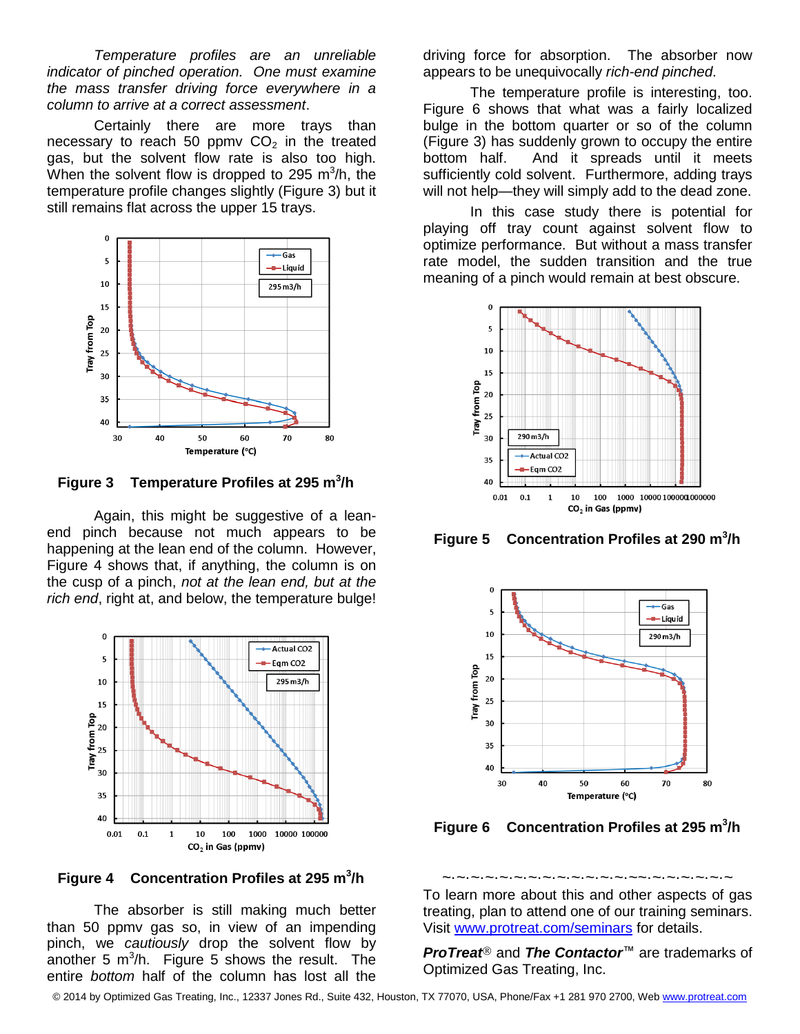*Temperature profiles are an unreliable indicator of pinched operation. One must examine the mass transfer driving force everywhere in a column to arrive at a correct assessment*.

Certainly there are more trays than necessary to reach 50 ppmv $CO_2$ in the treated gas, but the solvent flow rate is also too high. When the solvent flow is dropped to 295 $m^3$/h, the temperature profile changes slightly (Figure 3) but it still remains flat across the upper 15 trays.

Gas
Liquid
295 m3/h
Tray from Top
Temperature (°C)
0
5
10
15
20
25
30
35
40
30
40
50
60
70
80

**Figure 3 Temperature Profiles at 295 m$^3$/h**

Again, this might be suggestive of a lean-end pinch because not much appears to be happening at the lean end of the column. However, Figure 4 shows that, if anything, the column is on the cusp of a pinch, *not at the lean end, but at the rich end*, right at, and below, the temperature bulge!

Actual CO2
Eqm CO2
295 m3/h
Tray from Top
$CO_2$ in Gas (ppmv)
0
5
10
15
20
25
30
35
40
0.01
0.1
1
10
100
1000
10000
100000

**Figure 4 Concentration Profiles at 295 m$^3$/h**

The absorber is still making much better than 50 ppmv gas so, in view of an impending pinch, we *cautiously* drop the solvent flow by another 5 $m^3$/h. Figure 5 shows the result. The entire *bottom* half of the column has lost all the driving force for absorption. The absorber now appears to be unequivocally *rich-end pinched*.

The temperature profile is interesting, too. Figure 6 shows that what was a fairly localized bulge in the bottom quarter or so of the column (Figure 3) has suddenly grown to occupy the entire bottom half. And it spreads until it meets sufficiently cold solvent. Furthermore, adding trays will not help—they will simply add to the dead zone.

In this case study there is potential for playing off tray count against solvent flow to optimize performance. But without a mass transfer rate model, the sudden transition and the true meaning of a pinch would remain at best obscure.

290 m3/h
Actual CO2
Eqm CO2
Tray from Top
$CO_2$ in Gas (ppmv)
0
5
10
15
20
25
30
35
40
0.01
0.1
1
10
100
1000
10000
100000
1000000

**Figure 5 Concentration Profiles at 290 m$^3$/h**

Gas
Liquid
290 m3/h
Tray from Top
Temperature (°C)
0
5
10
15
20
25
30
35
40
30
40
50
60
70
80

**Figure 6 Concentration Profiles at 295 m$^3$/h**

~.~.~.~.~.~.~.~.~.~.~.~.~.~.~~.~.~.~.~.~.~

To learn more about this and other aspects of gas treating, plan to attend one of our training seminars. Visit www.protreat.com/seminars for details.

***ProTreat***® and ***The Contactor***™ are trademarks of Optimized Gas Treating, Inc.

© 2014 by Optimized Gas Treating, Inc., 12337 Jones Rd., Suite 432, Houston, TX 77070, USA, Phone/Fax +1 281 970 2700, Web www.protreat.com